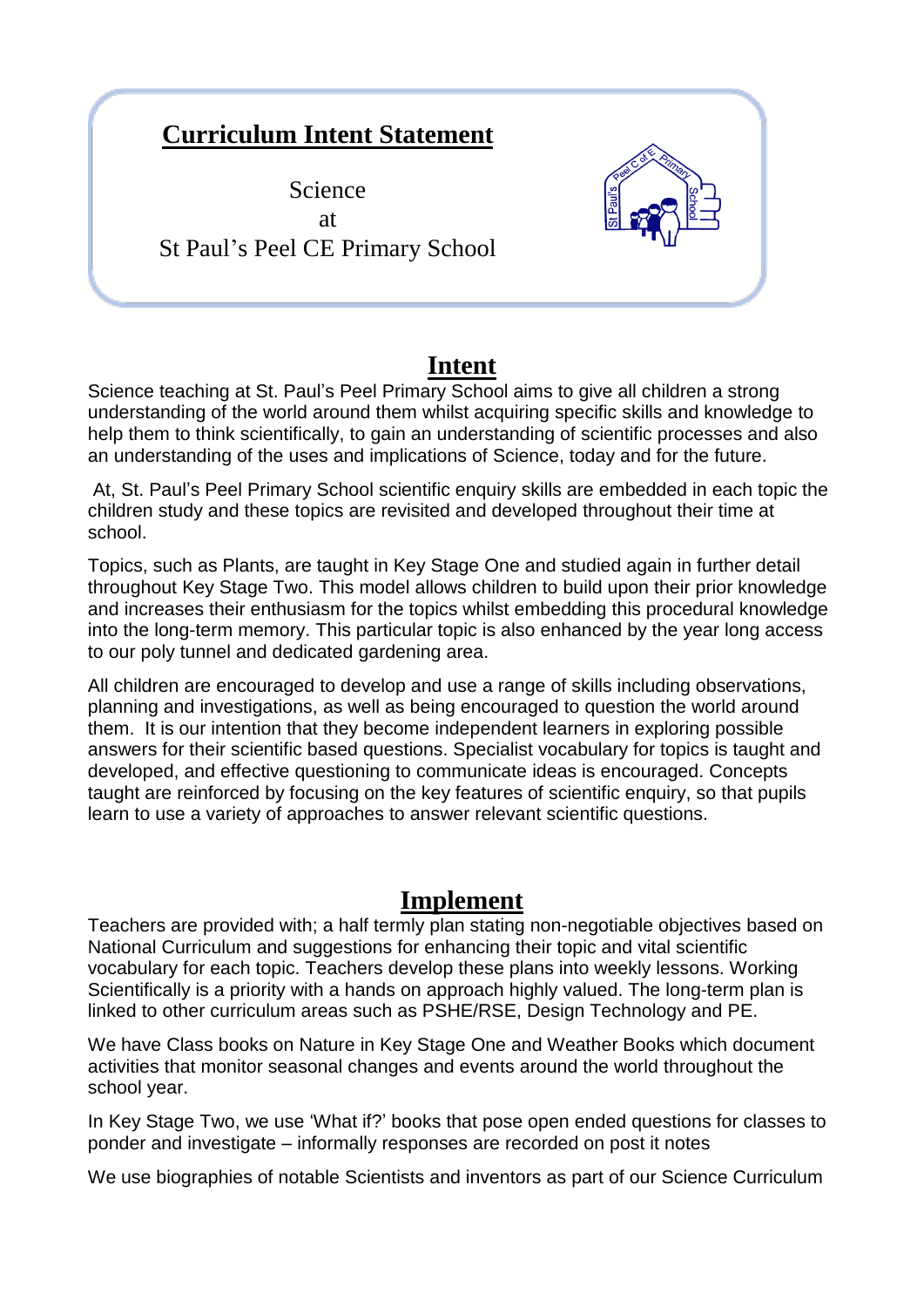# Curriculum Intent Statement

Science
at
St Paul's Peel CE Primary School

## Intent

Science teaching at St. Paul's Peel Primary School aims to give all children a strong understanding of the world around them whilst acquiring specific skills and knowledge to help them to think scientifically, to gain an understanding of scientific processes and also an understanding of the uses and implications of Science, today and for the future.

At, St. Paul's Peel Primary School scientific enquiry skills are embedded in each topic the children study and these topics are revisited and developed throughout their time at school.

Topics, such as Plants, are taught in Key Stage One and studied again in further detail throughout Key Stage Two. This model allows children to build upon their prior knowledge and increases their enthusiasm for the topics whilst embedding this procedural knowledge into the long-term memory. This particular topic is also enhanced by the year long access to our poly tunnel and dedicated gardening area.

All children are encouraged to develop and use a range of skills including observations, planning and investigations, as well as being encouraged to question the world around them. It is our intention that they become independent learners in exploring possible answers for their scientific based questions. Specialist vocabulary for topics is taught and developed, and effective questioning to communicate ideas is encouraged. Concepts taught are reinforced by focusing on the key features of scientific enquiry, so that pupils learn to use a variety of approaches to answer relevant scientific questions.

## Implement

Teachers are provided with; a half termly plan stating non-negotiable objectives based on National Curriculum and suggestions for enhancing their topic and vital scientific vocabulary for each topic. Teachers develop these plans into weekly lessons. Working Scientifically is a priority with a hands on approach highly valued. The long-term plan is linked to other curriculum areas such as PSHE/RSE, Design Technology and PE.

We have Class books on Nature in Key Stage One and Weather Books which document activities that monitor seasonal changes and events around the world throughout the school year.

In Key Stage Two, we use 'What if?' books that pose open ended questions for classes to ponder and investigate – informally responses are recorded on post it notes

We use biographies of notable Scientists and inventors as part of our Science Curriculum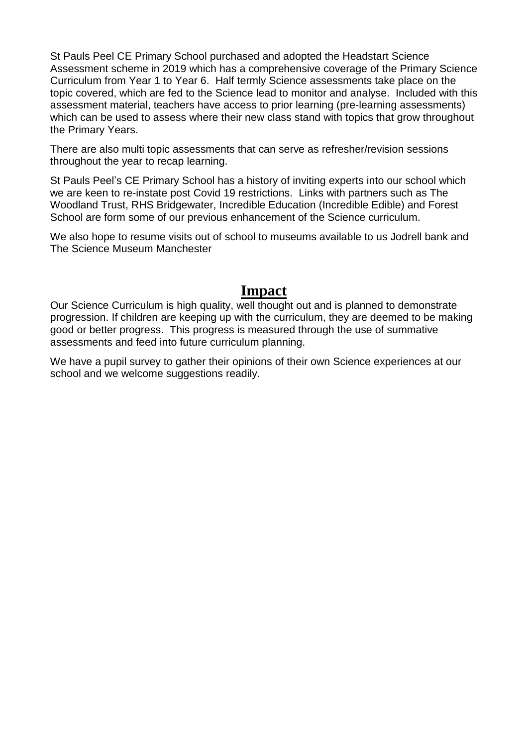St Pauls Peel CE Primary School purchased and adopted the Headstart Science Assessment scheme in 2019 which has a comprehensive coverage of the Primary Science Curriculum from Year 1 to Year 6. Half termly Science assessments take place on the topic covered, which are fed to the Science lead to monitor and analyse. Included with this assessment material, teachers have access to prior learning (pre-learning assessments) which can be used to assess where their new class stand with topics that grow throughout the Primary Years.

There are also multi topic assessments that can serve as refresher/revision sessions throughout the year to recap learning.

St Pauls Peel's CE Primary School has a history of inviting experts into our school which we are keen to re-instate post Covid 19 restrictions. Links with partners such as The Woodland Trust, RHS Bridgewater, Incredible Education (Incredible Edible) and Forest School are form some of our previous enhancement of the Science curriculum.

We also hope to resume visits out of school to museums available to us Jodrell bank and The Science Museum Manchester

## Impact

Our Science Curriculum is high quality, well thought out and is planned to demonstrate progression. If children are keeping up with the curriculum, they are deemed to be making good or better progress. This progress is measured through the use of summative assessments and feed into future curriculum planning.

We have a pupil survey to gather their opinions of their own Science experiences at our school and we welcome suggestions readily.